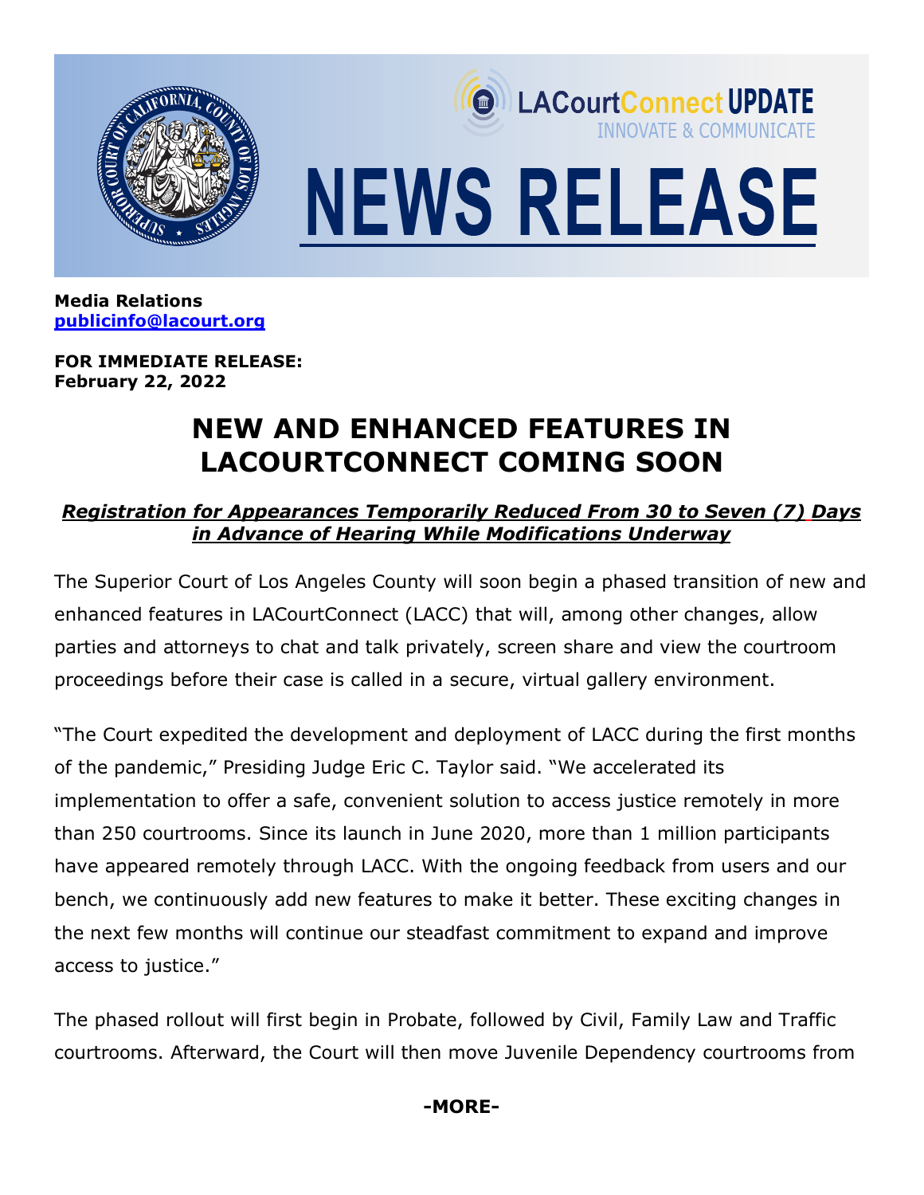LACourtConnect UPDATE
INNOVATE & COMMUNICATE

# NEWS RELEASE

**Media Relations**
**publicinfo@lacourt.org**

**FOR IMMEDIATE RELEASE:**
**February 22, 2022**

## NEW AND ENHANCED FEATURES IN LACOURTCONNECT COMING SOON

***Registration for Appearances Temporarily Reduced From 30 to Seven (7) Days in Advance of Hearing While Modifications Underway***

The Superior Court of Los Angeles County will soon begin a phased transition of new and enhanced features in LACourtConnect (LACC) that will, among other changes, allow parties and attorneys to chat and talk privately, screen share and view the courtroom proceedings before their case is called in a secure, virtual gallery environment.

"The Court expedited the development and deployment of LACC during the first months of the pandemic," Presiding Judge Eric C. Taylor said. "We accelerated its implementation to offer a safe, convenient solution to access justice remotely in more than 250 courtrooms. Since its launch in June 2020, more than 1 million participants have appeared remotely through LACC. With the ongoing feedback from users and our bench, we continuously add new features to make it better. These exciting changes in the next few months will continue our steadfast commitment to expand and improve access to justice."

The phased rollout will first begin in Probate, followed by Civil, Family Law and Traffic courtrooms. Afterward, the Court will then move Juvenile Dependency courtrooms from

**-MORE-**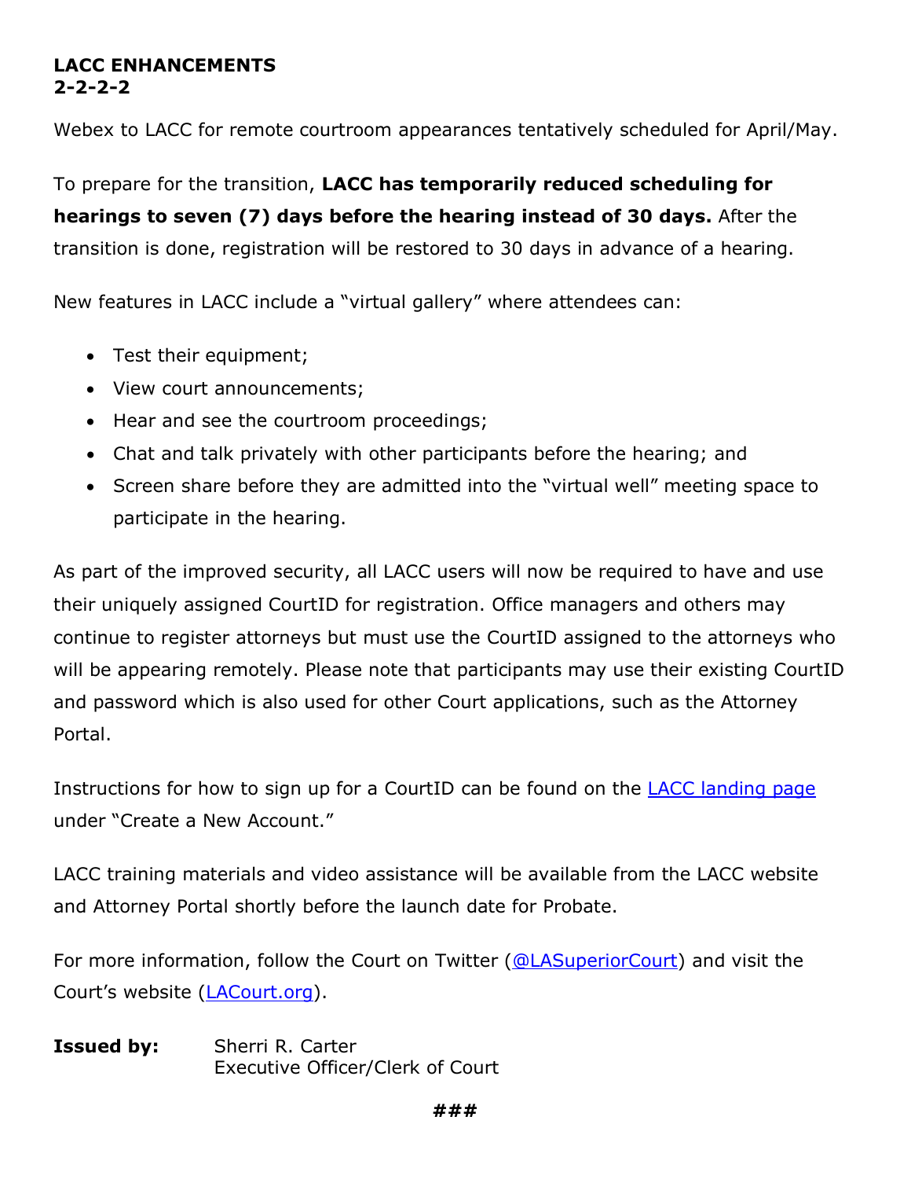**LACC ENHANCEMENTS**
**2-2-2-2**

Webex to LACC for remote courtroom appearances tentatively scheduled for April/May.

To prepare for the transition, **LACC has temporarily reduced scheduling for hearings to seven (7) days before the hearing instead of 30 days.** After the transition is done, registration will be restored to 30 days in advance of a hearing.

New features in LACC include a "virtual gallery" where attendees can:

- Test their equipment;
- View court announcements;
- Hear and see the courtroom proceedings;
- Chat and talk privately with other participants before the hearing; and
- Screen share before they are admitted into the "virtual well" meeting space to participate in the hearing.

As part of the improved security, all LACC users will now be required to have and use their uniquely assigned CourtID for registration. Office managers and others may continue to register attorneys but must use the CourtID assigned to the attorneys who will be appearing remotely. Please note that participants may use their existing CourtID and password which is also used for other Court applications, such as the Attorney Portal.

Instructions for how to sign up for a CourtID can be found on the LACC landing page under "Create a New Account."

LACC training materials and video assistance will be available from the LACC website and Attorney Portal shortly before the launch date for Probate.

For more information, follow the Court on Twitter (@LASuperiorCourt) and visit the Court's website (LACourt.org).

**Issued by:** Sherri R. Carter
Executive Officer/Clerk of Court

###